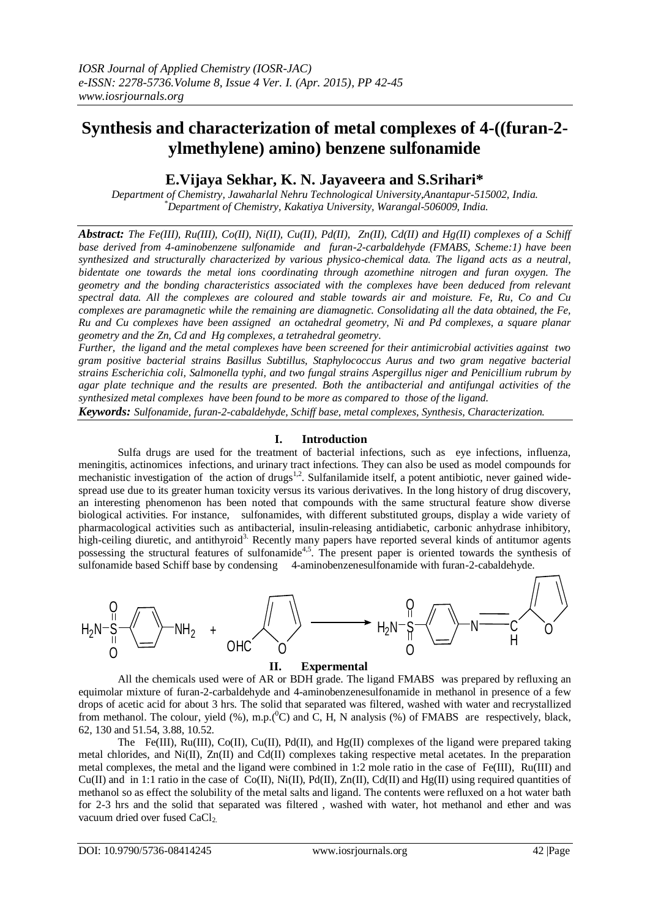# Synthesis and characterization of metal complexes of 4-((furan-2-ylmethylene) amino) benzene sulfonamide

## E.Vijaya Sekhar, K. N. Jayaveera and S.Srihari*

*Department of Chemistry, Jawaharlal Nehru Technological University,Anantapur-515002, India.*
*[*]Department of Chemistry, Kakatiya University, Warangal-506009, India.*

***Abstract:** The Fe(III), Ru(III), Co(II), Ni(II), Cu(II), Pd(II), Zn(II), Cd(II) and Hg(II) complexes of a Schiff base derived from 4-aminobenzene sulfonamide and furan-2-carbaldehyde (FMABS, Scheme:1) have been synthesized and structurally characterized by various physico-chemical data. The ligand acts as a neutral, bidentate one towards the metal ions coordinating through azomethine nitrogen and furan oxygen. The geometry and the bonding characteristics associated with the complexes have been deduced from relevant spectral data. All the complexes are coloured and stable towards air and moisture. Fe, Ru, Co and Cu complexes are paramagnetic while the remaining are diamagnetic. Consolidating all the data obtained, the Fe, Ru and Cu complexes have been assigned an octahedral geometry, Ni and Pd complexes, a square planar geometry and the Zn, Cd and Hg complexes, a tetrahedral geometry.*

*Further, the ligand and the metal complexes have been screened for their antimicrobial activities against two gram positive bacterial strains Basillus Subtillus, Staphylococcus Aurus and two gram negative bacterial strains Escherichia coli, Salmonella typhi, and two fungal strains Aspergillus niger and Penicillium rubrum by agar plate technique and the results are presented. Both the antibacterial and antifungal activities of the synthesized metal complexes have been found to be more as compared to those of the ligand.*

***Keywords:** Sulfonamide, furan-2-cabaldehyde, Schiff base, metal complexes, Synthesis, Characterization.*

## I. Introduction

Sulfa drugs are used for the treatment of bacterial infections, such as eye infections, influenza, meningitis, actinomices infections, and urinary tract infections. They can also be used as model compounds for mechanistic investigation of the action of drugs[1,2]. Sulfanilamide itself, a potent antibiotic, never gained wide-spread use due to its greater human toxicity versus its various derivatives. In the long history of drug discovery, an interesting phenomenon has been noted that compounds with the same structural feature show diverse biological activities. For instance, sulfonamides, with different substituted groups, display a wide variety of pharmacological activities such as antibacterial, insulin-releasing antidiabetic, carbonic anhydrase inhibitory, high-ceiling diuretic, and antithyroid[3]. Recently many papers have reported several kinds of antitumor agents possessing the structural features of sulfonamide[4,5]. The present paper is oriented towards the synthesis of sulfonamide based Schiff base by condensing 4-aminobenzenesulfonamide with furan-2-cabaldehyde.

$H_2N-SO_2-C_6H_4-NH_2$ + OHC (furan) ⟶ $H_2N-SO_2-C_6H_4-N=CH-$(furan)

## II. Expermental

All the chemicals used were of AR or BDH grade. The ligand FMABS was prepared by refluxing an equimolar mixture of furan-2-carbaldehyde and 4-aminobenzenesulfonamide in methanol in presence of a few drops of acetic acid for about 3 hrs. The solid that separated was filtered, washed with water and recrystallized from methanol. The colour, yield (%), m.p.($^0$C) and C, H, N analysis (%) of FMABS are respectively, black, 62, 130 and 51.54, 3.88, 10.52.

The Fe(III), Ru(III), Co(II), Cu(II), Pd(II), and Hg(II) complexes of the ligand were prepared taking metal chlorides, and Ni(II), Zn(II) and Cd(II) complexes taking respective metal acetates. In the preparation metal complexes, the metal and the ligand were combined in 1:2 mole ratio in the case of Fe(III), Ru(III) and Cu(II) and in 1:1 ratio in the case of Co(II), Ni(II), Pd(II), Zn(II), Cd(II) and Hg(II) using required quantities of methanol so as effect the solubility of the metal salts and ligand. The contents were refluxed on a hot water bath for 2-3 hrs and the solid that separated was filtered , washed with water, hot methanol and ether and was vacuum dried over fused $CaCl_2$.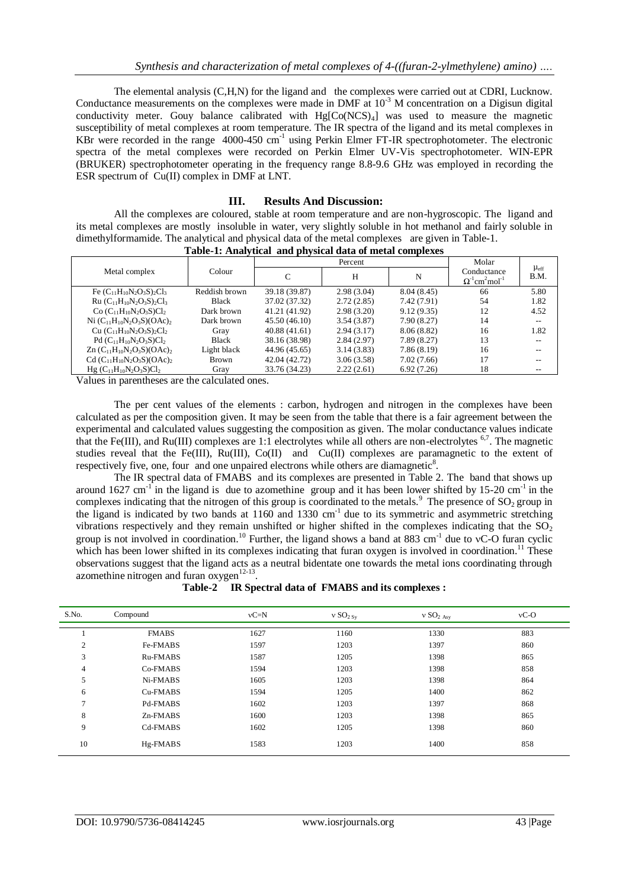The elemental analysis (C,H,N) for the ligand and the complexes were carried out at CDRI, Lucknow. Conductance measurements on the complexes were made in DMF at $10^{-3}$ M concentration on a Digisun digital conductivity meter. Gouy balance calibrated with $Hg[Co(NCS)_4]$ was used to measure the magnetic susceptibility of metal complexes at room temperature. The IR spectra of the ligand and its metal complexes in KBr were recorded in the range 4000-450 $cm^{-1}$ using Perkin Elmer FT-IR spectrophotometer. The electronic spectra of the metal complexes were recorded on Perkin Elmer UV-Vis spectrophotometer. WIN-EPR (BRUKER) spectrophotometer operating in the frequency range 8.8-9.6 GHz was employed in recording the ESR spectrum of Cu(II) complex in DMF at LNT.

## III. Results And Discussion:

All the complexes are coloured, stable at room temperature and are non-hygroscopic. The ligand and its metal complexes are mostly insoluble in water, very slightly soluble in hot methanol and fairly soluble in dimethylformamide. The analytical and physical data of the metal complexes are given in Table-1.

**Table-1: Analytical and physical data of metal complexes**

| Metal complex | Colour | Percent | | | Molar Conductance $\Omega^{-1}cm^2mol^{-1}$ | $\mu_{eff}$ B.M. |
|---|---|---|---|---|---|---|
| | | C | H | N | | |
| Fe $(C_{11}H_{10}N_2O_3S)_2Cl_3$ | Reddish brown | 39.18 (39.87) | 2.98 (3.04) | 8.04 (8.45) | 66 | 5.80 |
| Ru $(C_{11}H_{10}N_2O_3S)_2Cl_3$ | Black | 37.02 (37.32) | 2.72 (2.85) | 7.42 (7.91) | 54 | 1.82 |
| Co $(C_{11}H_{10}N_2O_3S)Cl_2$ | Dark brown | 41.21 (41.92) | 2.98 (3.20) | 9.12 (9.35) | 12 | 4.52 |
| Ni $(C_{11}H_{10}N_2O_3S)(OAc)_2$ | Dark brown | 45.50 (46.10) | 3.54 (3.87) | 7.90 (8.27) | 14 | -- |
| Cu $(C_{11}H_{10}N_2O_3S)_2Cl_2$ | Gray | 40.88 (41.61) | 2.94 (3.17) | 8.06 (8.82) | 16 | 1.82 |
| Pd $(C_{11}H_{10}N_2O_3S)Cl_2$ | Black | 38.16 (38.98) | 2.84 (2.97) | 7.89 (8.27) | 13 | -- |
| Zn $(C_{11}H_{10}N_2O_3S)(OAc)_2$ | Light black | 44.96 (45.65) | 3.14 (3.83) | 7.86 (8.19) | 16 | -- |
| Cd $(C_{11}H_{10}N_2O_3S)(OAc)_2$ | Brown | 42.04 (42.72) | 3.06 (3.58) | 7.02 (7.66) | 17 | -- |
| Hg $(C_{11}H_{10}N_2O_3S)Cl_2$ | Gray | 33.76 (34.23) | 2.22 (2.61) | 6.92 (7.26) | 18 | -- |

Values in parentheses are the calculated ones.

The per cent values of the elements : carbon, hydrogen and nitrogen in the complexes have been calculated as per the composition given. It may be seen from the table that there is a fair agreement between the experimental and calculated values suggesting the composition as given. The molar conductance values indicate that the Fe(III), and Ru(III) complexes are 1:1 electrolytes while all others are non-electrolytes [6,7]. The magnetic studies reveal that the Fe(III), Ru(III), Co(II) and Cu(II) complexes are paramagnetic to the extent of respectively five, one, four and one unpaired electrons while others are diamagnetic[8].

The IR spectral data of FMABS and its complexes are presented in Table 2. The band that shows up around 1627 $cm^{-1}$ in the ligand is due to azomethine group and it has been lower shifted by 15-20 $cm^{-1}$ in the complexes indicating that the nitrogen of this group is coordinated to the metals.[9] The presence of $SO_2$ group in the ligand is indicated by two bands at 1160 and 1330 $cm^{-1}$ due to its symmetric and asymmetric stretching vibrations respectively and they remain unshifted or higher shifted in the complexes indicating that the $SO_2$ group is not involved in coordination.[10] Further, the ligand shows a band at 883 $cm^{-1}$ due to νC-O furan cyclic which has been lower shifted in its complexes indicating that furan oxygen is involved in coordination.[11] These observations suggest that the ligand acts as a neutral bidentate one towards the metal ions coordinating through azomethine nitrogen and furan oxygen[12-13].

**Table-2 IR Spectral data of FMABS and its complexes :**

| S.No. | Compound | νC=N | ν $SO_{2\,Sy}$ | ν $SO_{2\,Asy}$ | νC-O |
|---|---|---|---|---|---|
| 1 | FMABS | 1627 | 1160 | 1330 | 883 |
| 2 | Fe-FMABS | 1597 | 1203 | 1397 | 860 |
| 3 | Ru-FMABS | 1587 | 1205 | 1398 | 865 |
| 4 | Co-FMABS | 1594 | 1203 | 1398 | 858 |
| 5 | Ni-FMABS | 1605 | 1203 | 1398 | 864 |
| 6 | Cu-FMABS | 1594 | 1205 | 1400 | 862 |
| 7 | Pd-FMABS | 1602 | 1203 | 1397 | 868 |
| 8 | Zn-FMABS | 1600 | 1203 | 1398 | 865 |
| 9 | Cd-FMABS | 1602 | 1205 | 1398 | 860 |
| 10 | Hg-FMABS | 1583 | 1203 | 1400 | 858 |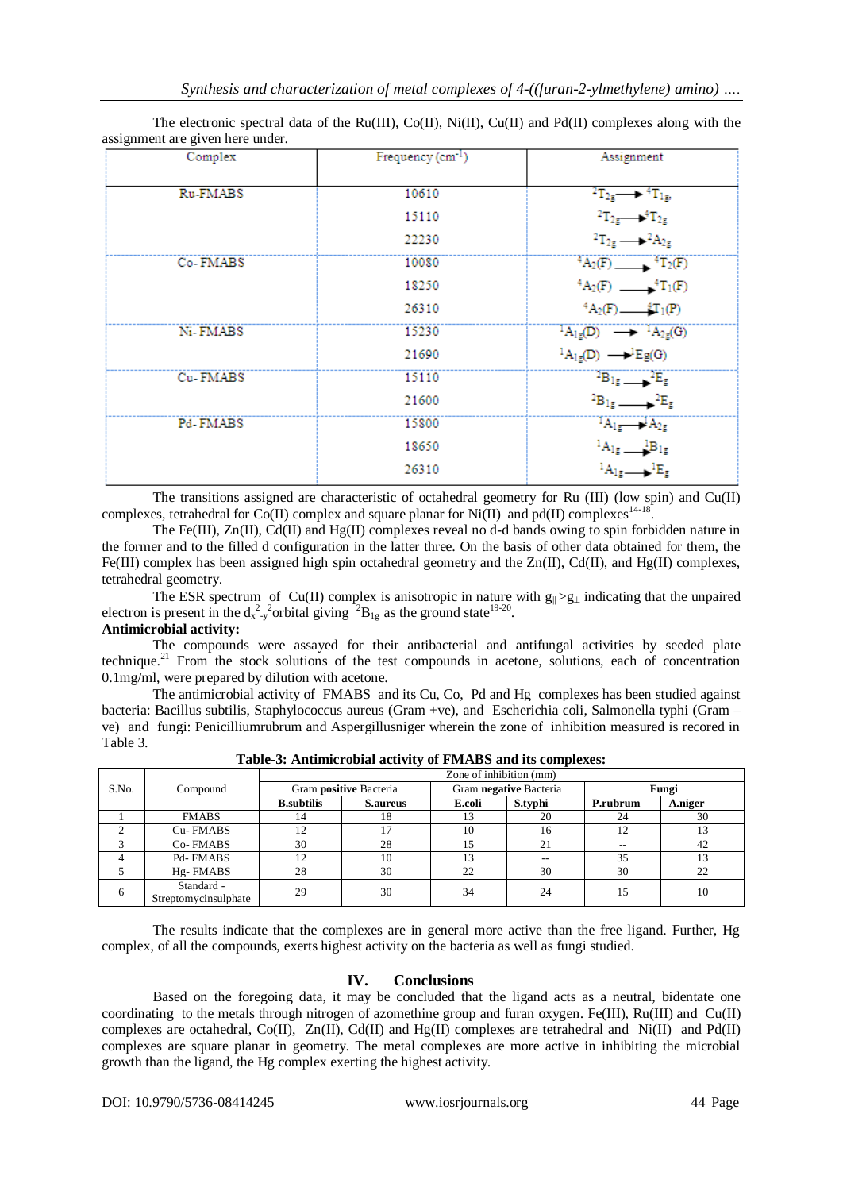The electronic spectral data of the Ru(III), Co(II), Ni(II), Cu(II) and Pd(II) complexes along with the assignment are given here under.

| Complex | Frequency ($cm^{-1}$) | Assignment |
|---|---|---|
| Ru-FMABS | 10610 | $^2T_{2g} \rightarrow {}^4T_{1g}$ |
| | 15110 | $^2T_{2g} \rightarrow {}^4T_{2g}$ |
| | 22230 | $^2T_{2g} \rightarrow {}^2A_{2g}$ |
| Co- FMABS | 10080 | $^4A_2(F) \rightarrow {}^4T_2(F)$ |
| | 18250 | $^4A_2(F) \rightarrow {}^4T_1(F)$ |
| | 26310 | $^4A_2(F) \rightarrow {}^4T_1(P)$ |
| Ni- FMABS | 15230 | $^1A_{1g}(D) \rightarrow {}^1A_{2g}(G)$ |
| | 21690 | $^1A_{1g}(D) \rightarrow {}^1Eg(G)$ |
| Cu- FMABS | 15110 | $^2B_{1g} \rightarrow {}^2E_g$ |
| | 21600 | $^2B_{1g} \rightarrow {}^2E_g$ |
| Pd- FMABS | 15800 | $^1A_{1g} \rightarrow {}^1A_{2g}$ |
| | 18650 | $^1A_{1g} \rightarrow {}^1B_{1g}$ |
| | 26310 | $^1A_{1g} \rightarrow {}^1E_g$ |

The transitions assigned are characteristic of octahedral geometry for Ru (III) (low spin) and Cu(II) complexes, tetrahedral for Co(II) complex and square planar for Ni(II) and pd(II) complexes[14-18].

The Fe(III), Zn(II), Cd(II) and Hg(II) complexes reveal no d-d bands owing to spin forbidden nature in the former and to the filled d configuration in the latter three. On the basis of other data obtained for them, the Fe(III) complex has been assigned high spin octahedral geometry and the Zn(II), Cd(II), and Hg(II) complexes, tetrahedral geometry.

The ESR spectrum of Cu(II) complex is anisotropic in nature with $g_{\parallel} > g_{\perp}$ indicating that the unpaired electron is present in the $d_{x^2-y^2}$ orbital giving $^2B_{1g}$ as the ground state[19-20].

**Antimicrobial activity:**

The compounds were assayed for their antibacterial and antifungal activities by seeded plate technique.[21] From the stock solutions of the test compounds in acetone, solutions, each of concentration 0.1mg/ml, were prepared by dilution with acetone.

The antimicrobial activity of FMABS and its Cu, Co, Pd and Hg complexes has been studied against bacteria: Bacillus subtilis, Staphylococcus aureus (Gram +ve), and Escherichia coli, Salmonella typhi (Gram –ve) and fungi: Penicilliumrubrum and Aspergillusniger wherein the zone of inhibition measured is recored in Table 3.

**Table-3: Antimicrobial activity of FMABS and its complexes:**

| S.No. | Compound | Zone of inhibition (mm) | | | | | |
|---|---|---|---|---|---|---|---|
| | | Gram **positive** Bacteria | | Gram **negative** Bacteria | | **Fungi** | |
| | | **B.subtilis** | **S.aureus** | **E.coli** | **S.typhi** | **P.rubrum** | **A.niger** |
| 1 | FMABS | 14 | 18 | 13 | 20 | 24 | 30 |
| 2 | Cu- FMABS | 12 | 17 | 10 | 16 | 12 | 13 |
| 3 | Co- FMABS | 30 | 28 | 15 | 21 | -- | 42 |
| 4 | Pd- FMABS | 12 | 10 | 13 | -- | 35 | 13 |
| 5 | Hg- FMABS | 28 | 30 | 22 | 30 | 30 | 22 |
| 6 | Standard - Streptomycinsulphate | 29 | 30 | 34 | 24 | 15 | 10 |

The results indicate that the complexes are in general more active than the free ligand. Further, Hg complex, of all the compounds, exerts highest activity on the bacteria as well as fungi studied.

## IV. Conclusions

Based on the foregoing data, it may be concluded that the ligand acts as a neutral, bidentate one coordinating to the metals through nitrogen of azomethine group and furan oxygen. Fe(III), Ru(III) and Cu(II) complexes are octahedral, Co(II), Zn(II), Cd(II) and Hg(II) complexes are tetrahedral and Ni(II) and Pd(II) complexes are square planar in geometry. The metal complexes are more active in inhibiting the microbial growth than the ligand, the Hg complex exerting the highest activity.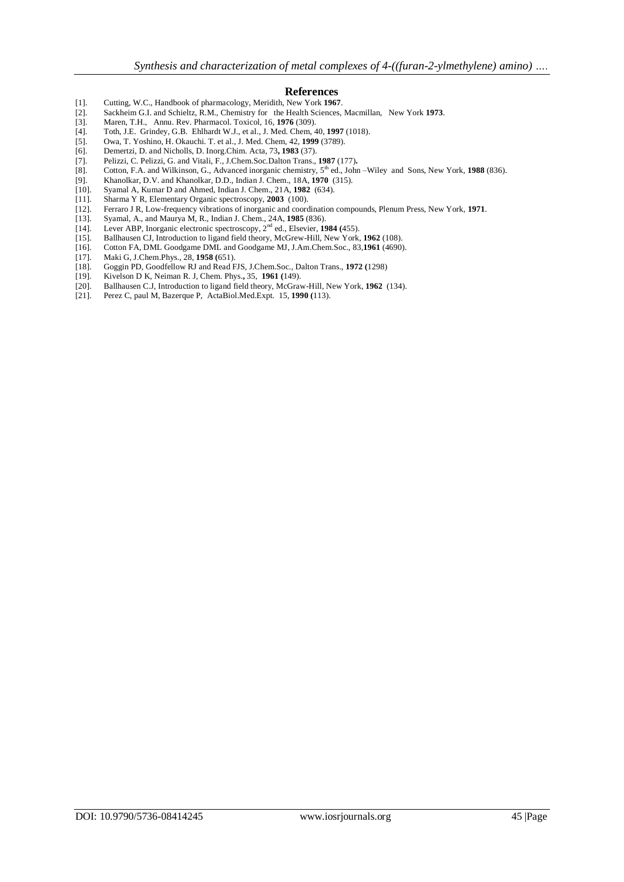## References

[1]. Cutting, W.C., Handbook of pharmacology, Meridith, New York **1967**.

[2]. Sackheim G.I. and Schieltz, R.M., Chemistry for the Health Sciences, Macmillan, New York **1973**.

[3]. Maren, T.H., Annu. Rev. Pharmacol. Toxicol, 16, **1976** (309).

[4]. Toth, J.E. Grindey, G.B. Ehlhardt W.J., et al., J. Med. Chem, 40, **1997** (1018).

[5]. Owa, T. Yoshino, H. Okauchi. T. et al., J. Med. Chem, 42, **1999** (3789).

[6]. Demertzi, D. and Nicholls, D. Inorg.Chim. Acta, 73**, 1983** (37).

[7]. Pelizzi, C. Pelizzi, G. and Vitali, F., J.Chem.Soc.Dalton Trans., **1987** (177)**.**

[8]. Cotton, F.A. and Wilkinson, G., Advanced inorganic chemistry, 5th ed., John –Wiley and Sons, New York, **1988** (836).

[9]. Khanolkar, D.V. and Khanolkar, D.D., Indian J. Chem., 18A, **1970** (315).

[10]. Syamal A, Kumar D and Ahmed, Indian J. Chem., 21A, **1982** (634).

[11]. Sharma Y R, Elementary Organic spectroscopy, **2003** (100).

[12]. Ferraro J R, Low-frequency vibrations of inorganic and coordination compounds, Plenum Press, New York, **1971**.

[13]. Syamal, A., and Maurya M, R., Indian J. Chem., 24A, **1985** (836).

[14]. Lever ABP, Inorganic electronic spectroscopy, 2nd ed., Elsevier, **1984 (**455).

[15]. Ballhausen CJ, Introduction to ligand field theory, McGrew-Hill, New York, **1962** (108).

[16]. Cotton FA, DML Goodgame DML and Goodgame MJ, J.Am.Chem.Soc., 83,**1961** (4690).

[17]. Maki G, J.Chem.Phys., 28, **1958 (**651).

[18]. Goggin PD, Goodfellow RJ and Read FJS, J.Chem.Soc., Dalton Trans., **1972 (**1298)

[19]. Kivelson D K, Neiman R. J, Chem. Phys**.,** 35, **1961 (**149).

[20]. Ballhausen C.J, Introduction to ligand field theory, McGraw-Hill, New York, **1962** (134).

[21]. Perez C, paul M, Bazerque P, ActaBiol.Med.Expt. 15, **1990 (**113).